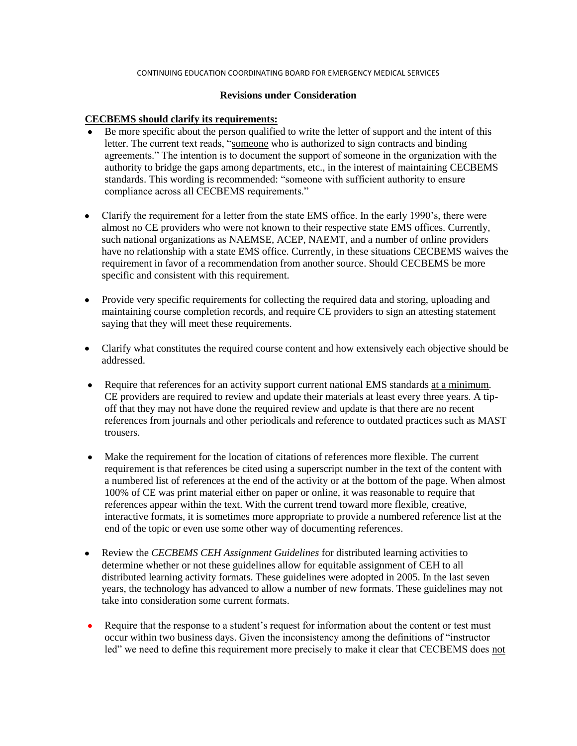CONTINUING EDUCATION COORDINATING BOARD FOR EMERGENCY MEDICAL SERVICES

**Revisions under Consideration**

**CECBEMS should clarify its requirements:**

- Be more specific about the person qualified to write the letter of support and the intent of this letter. The current text reads, "someone who is authorized to sign contracts and binding agreements." The intention is to document the support of someone in the organization with the authority to bridge the gaps among departments, etc., in the interest of maintaining CECBEMS standards. This wording is recommended: "someone with sufficient authority to ensure compliance across all CECBEMS requirements."

- Clarify the requirement for a letter from the state EMS office. In the early 1990's, there were almost no CE providers who were not known to their respective state EMS offices. Currently, such national organizations as NAEMSE, ACEP, NAEMT, and a number of online providers have no relationship with a state EMS office. Currently, in these situations CECBEMS waives the requirement in favor of a recommendation from another source. Should CECBEMS be more specific and consistent with this requirement.

- Provide very specific requirements for collecting the required data and storing, uploading and maintaining course completion records, and require CE providers to sign an attesting statement saying that they will meet these requirements.

- Clarify what constitutes the required course content and how extensively each objective should be addressed.

- Require that references for an activity support current national EMS standards at a minimum. CE providers are required to review and update their materials at least every three years. A tip-off that they may not have done the required review and update is that there are no recent references from journals and other periodicals and reference to outdated practices such as MAST trousers.

- Make the requirement for the location of citations of references more flexible. The current requirement is that references be cited using a superscript number in the text of the content with a numbered list of references at the end of the activity or at the bottom of the page. When almost 100% of CE was print material either on paper or online, it was reasonable to require that references appear within the text. With the current trend toward more flexible, creative, interactive formats, it is sometimes more appropriate to provide a numbered reference list at the end of the topic or even use some other way of documenting references.

- Review the *CECBEMS CEH Assignment Guidelines* for distributed learning activities to determine whether or not these guidelines allow for equitable assignment of CEH to all distributed learning activity formats. These guidelines were adopted in 2005. In the last seven years, the technology has advanced to allow a number of new formats. These guidelines may not take into consideration some current formats.

- Require that the response to a student's request for information about the content or test must occur within two business days. Given the inconsistency among the definitions of "instructor led" we need to define this requirement more precisely to make it clear that CECBEMS does not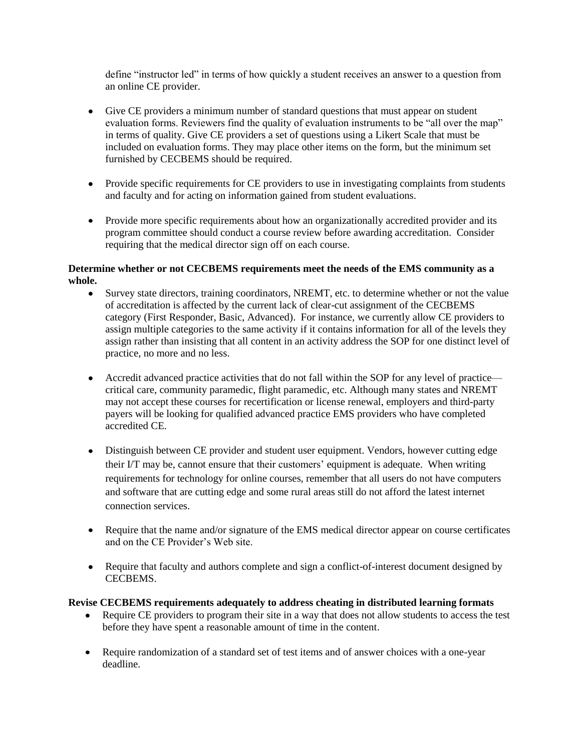define "instructor led" in terms of how quickly a student receives an answer to a question from an online CE provider.

- Give CE providers a minimum number of standard questions that must appear on student evaluation forms. Reviewers find the quality of evaluation instruments to be "all over the map" in terms of quality. Give CE providers a set of questions using a Likert Scale that must be included on evaluation forms. They may place other items on the form, but the minimum set furnished by CECBEMS should be required.

- Provide specific requirements for CE providers to use in investigating complaints from students and faculty and for acting on information gained from student evaluations.

- Provide more specific requirements about how an organizationally accredited provider and its program committee should conduct a course review before awarding accreditation. Consider requiring that the medical director sign off on each course.

**Determine whether or not CECBEMS requirements meet the needs of the EMS community as a whole.**

- Survey state directors, training coordinators, NREMT, etc. to determine whether or not the value of accreditation is affected by the current lack of clear-cut assignment of the CECBEMS category (First Responder, Basic, Advanced). For instance, we currently allow CE providers to assign multiple categories to the same activity if it contains information for all of the levels they assign rather than insisting that all content in an activity address the SOP for one distinct level of practice, no more and no less.

- Accredit advanced practice activities that do not fall within the SOP for any level of practice—critical care, community paramedic, flight paramedic, etc. Although many states and NREMT may not accept these courses for recertification or license renewal, employers and third-party payers will be looking for qualified advanced practice EMS providers who have completed accredited CE.

- Distinguish between CE provider and student user equipment. Vendors, however cutting edge their I/T may be, cannot ensure that their customers' equipment is adequate. When writing requirements for technology for online courses, remember that all users do not have computers and software that are cutting edge and some rural areas still do not afford the latest internet connection services.

- Require that the name and/or signature of the EMS medical director appear on course certificates and on the CE Provider's Web site.

- Require that faculty and authors complete and sign a conflict-of-interest document designed by CECBEMS.

**Revise CECBEMS requirements adequately to address cheating in distributed learning formats**

- Require CE providers to program their site in a way that does not allow students to access the test before they have spent a reasonable amount of time in the content.

- Require randomization of a standard set of test items and of answer choices with a one-year deadline.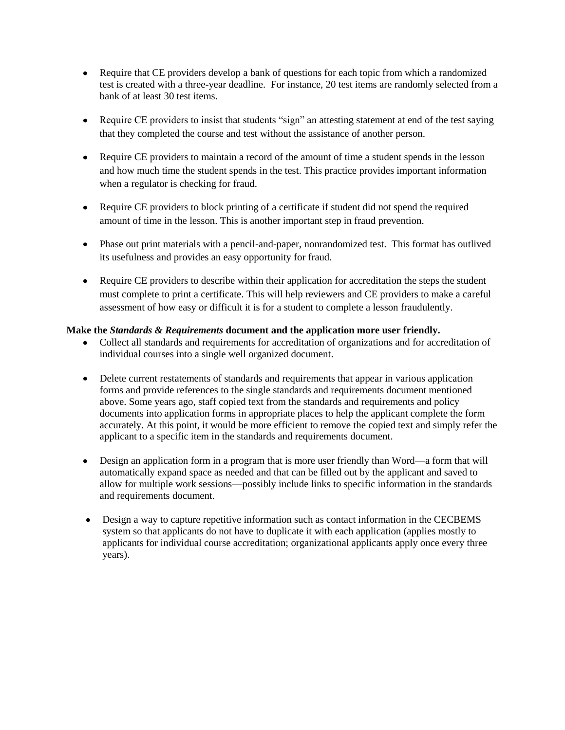- Require that CE providers develop a bank of questions for each topic from which a randomized test is created with a three-year deadline. For instance, 20 test items are randomly selected from a bank of at least 30 test items.

- Require CE providers to insist that students "sign" an attesting statement at end of the test saying that they completed the course and test without the assistance of another person.

- Require CE providers to maintain a record of the amount of time a student spends in the lesson and how much time the student spends in the test. This practice provides important information when a regulator is checking for fraud.

- Require CE providers to block printing of a certificate if student did not spend the required amount of time in the lesson. This is another important step in fraud prevention.

- Phase out print materials with a pencil-and-paper, nonrandomized test. This format has outlived its usefulness and provides an easy opportunity for fraud.

- Require CE providers to describe within their application for accreditation the steps the student must complete to print a certificate. This will help reviewers and CE providers to make a careful assessment of how easy or difficult it is for a student to complete a lesson fraudulently.

**Make the *Standards & Requirements* document and the application more user friendly.**

- Collect all standards and requirements for accreditation of organizations and for accreditation of individual courses into a single well organized document.

- Delete current restatements of standards and requirements that appear in various application forms and provide references to the single standards and requirements document mentioned above. Some years ago, staff copied text from the standards and requirements and policy documents into application forms in appropriate places to help the applicant complete the form accurately. At this point, it would be more efficient to remove the copied text and simply refer the applicant to a specific item in the standards and requirements document.

- Design an application form in a program that is more user friendly than Word—a form that will automatically expand space as needed and that can be filled out by the applicant and saved to allow for multiple work sessions—possibly include links to specific information in the standards and requirements document.

- Design a way to capture repetitive information such as contact information in the CECBEMS system so that applicants do not have to duplicate it with each application (applies mostly to applicants for individual course accreditation; organizational applicants apply once every three years).